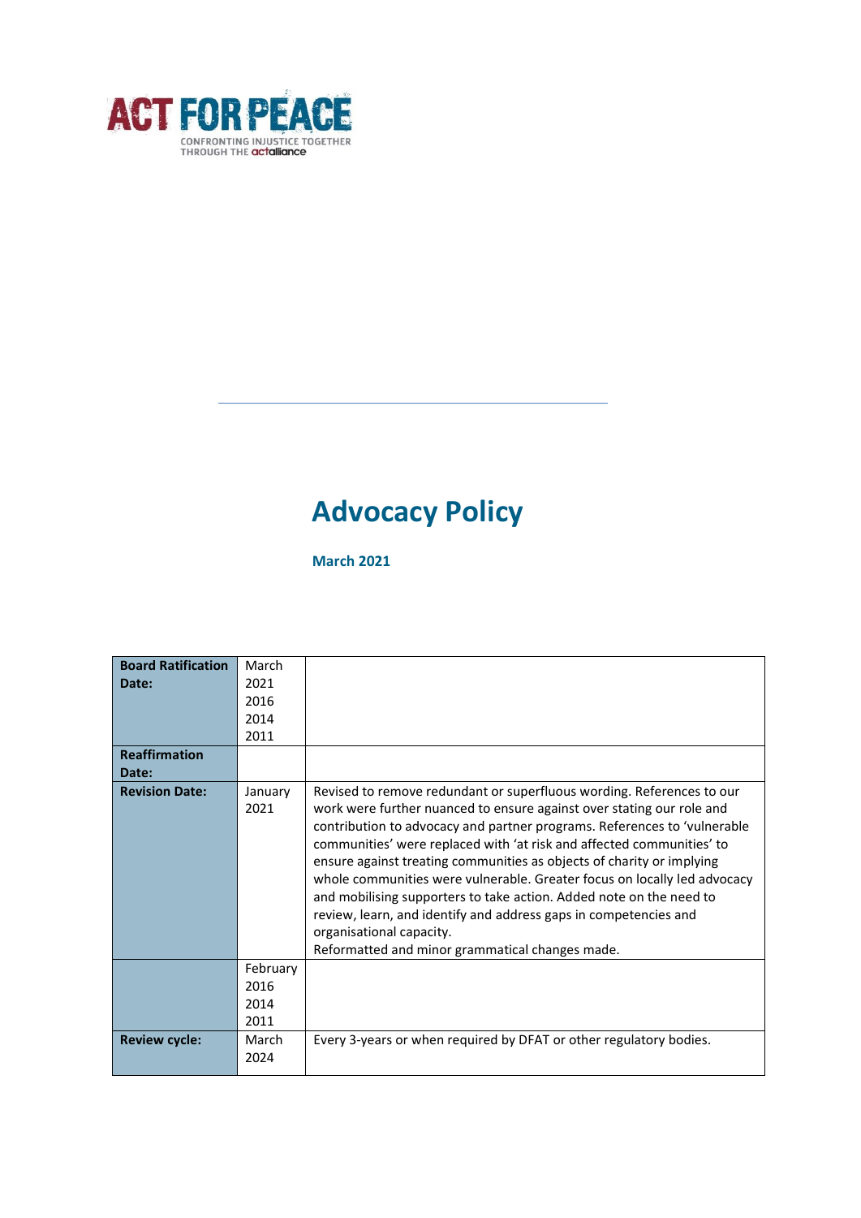ACT FOR PEACE

CONFRONTING INJUSTICE TOGETHER THROUGH THE actalliance

# Advocacy Policy

**March 2021**

| **Board Ratification Date:** | March 2021<br>2016<br>2014<br>2011 | |
|---|---|---|
| **Reaffirmation Date:** | | |
| **Revision Date:** | January 2021 | Revised to remove redundant or superfluous wording. References to our work were further nuanced to ensure against over stating our role and contribution to advocacy and partner programs. References to 'vulnerable communities' were replaced with 'at risk and affected communities' to ensure against treating communities as objects of charity or implying whole communities were vulnerable. Greater focus on locally led advocacy and mobilising supporters to take action. Added note on the need to review, learn, and identify and address gaps in competencies and organisational capacity.<br>Reformatted and minor grammatical changes made. |
| | February 2016<br>2014<br>2011 | |
| **Review cycle:** | March 2024 | Every 3-years or when required by DFAT or other regulatory bodies. |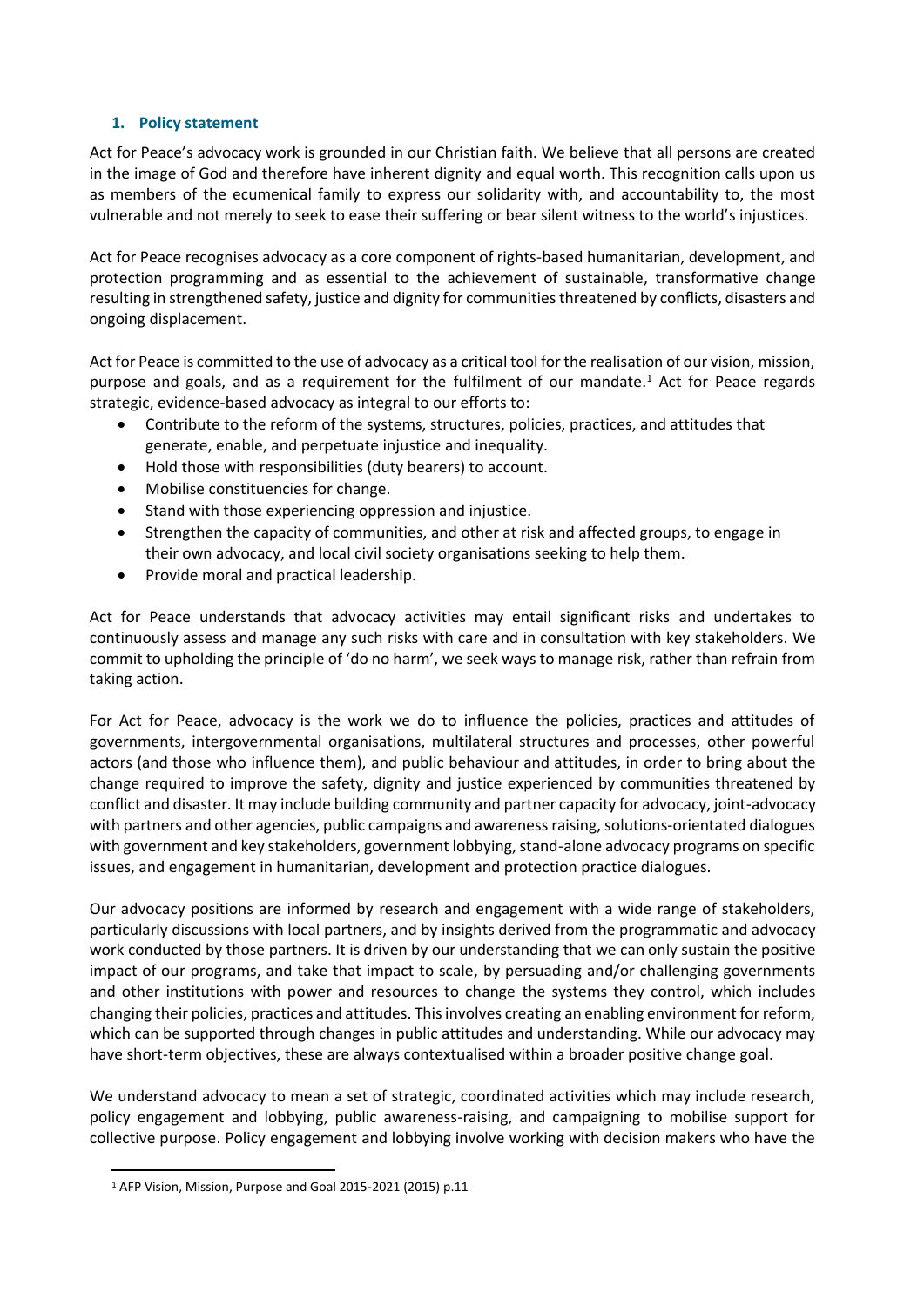## 1. Policy statement

Act for Peace's advocacy work is grounded in our Christian faith. We believe that all persons are created in the image of God and therefore have inherent dignity and equal worth. This recognition calls upon us as members of the ecumenical family to express our solidarity with, and accountability to, the most vulnerable and not merely to seek to ease their suffering or bear silent witness to the world's injustices.

Act for Peace recognises advocacy as a core component of rights-based humanitarian, development, and protection programming and as essential to the achievement of sustainable, transformative change resulting in strengthened safety, justice and dignity for communities threatened by conflicts, disasters and ongoing displacement.

Act for Peace is committed to the use of advocacy as a critical tool for the realisation of our vision, mission, purpose and goals, and as a requirement for the fulfilment of our mandate.[1] Act for Peace regards strategic, evidence-based advocacy as integral to our efforts to:

- Contribute to the reform of the systems, structures, policies, practices, and attitudes that generate, enable, and perpetuate injustice and inequality.
- Hold those with responsibilities (duty bearers) to account.
- Mobilise constituencies for change.
- Stand with those experiencing oppression and injustice.
- Strengthen the capacity of communities, and other at risk and affected groups, to engage in their own advocacy, and local civil society organisations seeking to help them.
- Provide moral and practical leadership.

Act for Peace understands that advocacy activities may entail significant risks and undertakes to continuously assess and manage any such risks with care and in consultation with key stakeholders. We commit to upholding the principle of 'do no harm', we seek ways to manage risk, rather than refrain from taking action.

For Act for Peace, advocacy is the work we do to influence the policies, practices and attitudes of governments, intergovernmental organisations, multilateral structures and processes, other powerful actors (and those who influence them), and public behaviour and attitudes, in order to bring about the change required to improve the safety, dignity and justice experienced by communities threatened by conflict and disaster. It may include building community and partner capacity for advocacy, joint-advocacy with partners and other agencies, public campaigns and awareness raising, solutions-orientated dialogues with government and key stakeholders, government lobbying, stand-alone advocacy programs on specific issues, and engagement in humanitarian, development and protection practice dialogues.

Our advocacy positions are informed by research and engagement with a wide range of stakeholders, particularly discussions with local partners, and by insights derived from the programmatic and advocacy work conducted by those partners. It is driven by our understanding that we can only sustain the positive impact of our programs, and take that impact to scale, by persuading and/or challenging governments and other institutions with power and resources to change the systems they control, which includes changing their policies, practices and attitudes. This involves creating an enabling environment for reform, which can be supported through changes in public attitudes and understanding. While our advocacy may have short-term objectives, these are always contextualised within a broader positive change goal.

We understand advocacy to mean a set of strategic, coordinated activities which may include research, policy engagement and lobbying, public awareness-raising, and campaigning to mobilise support for collective purpose. Policy engagement and lobbying involve working with decision makers who have the

[1] AFP Vision, Mission, Purpose and Goal 2015-2021 (2015) p.11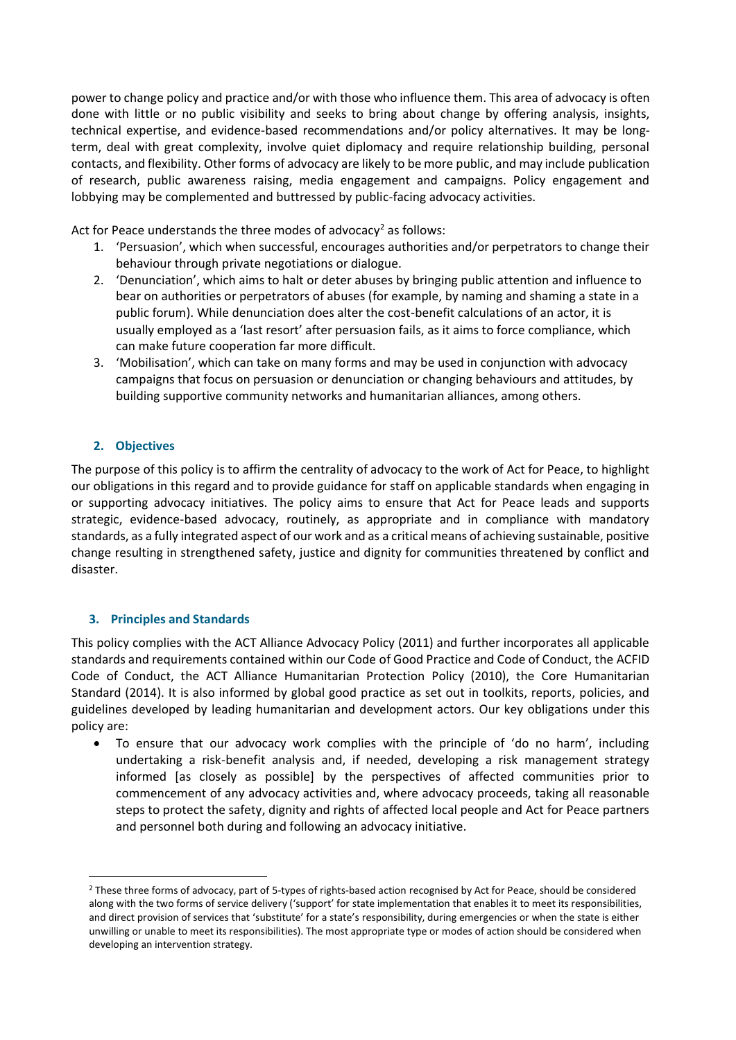power to change policy and practice and/or with those who influence them. This area of advocacy is often done with little or no public visibility and seeks to bring about change by offering analysis, insights, technical expertise, and evidence-based recommendations and/or policy alternatives. It may be long-term, deal with great complexity, involve quiet diplomacy and require relationship building, personal contacts, and flexibility. Other forms of advocacy are likely to be more public, and may include publication of research, public awareness raising, media engagement and campaigns. Policy engagement and lobbying may be complemented and buttressed by public-facing advocacy activities.

Act for Peace understands the three modes of advocacy[2] as follows:

1. 'Persuasion', which when successful, encourages authorities and/or perpetrators to change their behaviour through private negotiations or dialogue.
2. 'Denunciation', which aims to halt or deter abuses by bringing public attention and influence to bear on authorities or perpetrators of abuses (for example, by naming and shaming a state in a public forum). While denunciation does alter the cost-benefit calculations of an actor, it is usually employed as a 'last resort' after persuasion fails, as it aims to force compliance, which can make future cooperation far more difficult.
3. 'Mobilisation', which can take on many forms and may be used in conjunction with advocacy campaigns that focus on persuasion or denunciation or changing behaviours and attitudes, by building supportive community networks and humanitarian alliances, among others.

## 2. Objectives

The purpose of this policy is to affirm the centrality of advocacy to the work of Act for Peace, to highlight our obligations in this regard and to provide guidance for staff on applicable standards when engaging in or supporting advocacy initiatives. The policy aims to ensure that Act for Peace leads and supports strategic, evidence-based advocacy, routinely, as appropriate and in compliance with mandatory standards, as a fully integrated aspect of our work and as a critical means of achieving sustainable, positive change resulting in strengthened safety, justice and dignity for communities threatened by conflict and disaster.

## 3. Principles and Standards

This policy complies with the ACT Alliance Advocacy Policy (2011) and further incorporates all applicable standards and requirements contained within our Code of Good Practice and Code of Conduct, the ACFID Code of Conduct, the ACT Alliance Humanitarian Protection Policy (2010), the Core Humanitarian Standard (2014). It is also informed by global good practice as set out in toolkits, reports, policies, and guidelines developed by leading humanitarian and development actors. Our key obligations under this policy are:

- To ensure that our advocacy work complies with the principle of 'do no harm', including undertaking a risk-benefit analysis and, if needed, developing a risk management strategy informed [as closely as possible] by the perspectives of affected communities prior to commencement of any advocacy activities and, where advocacy proceeds, taking all reasonable steps to protect the safety, dignity and rights of affected local people and Act for Peace partners and personnel both during and following an advocacy initiative.

[2] These three forms of advocacy, part of 5-types of rights-based action recognised by Act for Peace, should be considered along with the two forms of service delivery ('support' for state implementation that enables it to meet its responsibilities, and direct provision of services that 'substitute' for a state's responsibility, during emergencies or when the state is either unwilling or unable to meet its responsibilities). The most appropriate type or modes of action should be considered when developing an intervention strategy.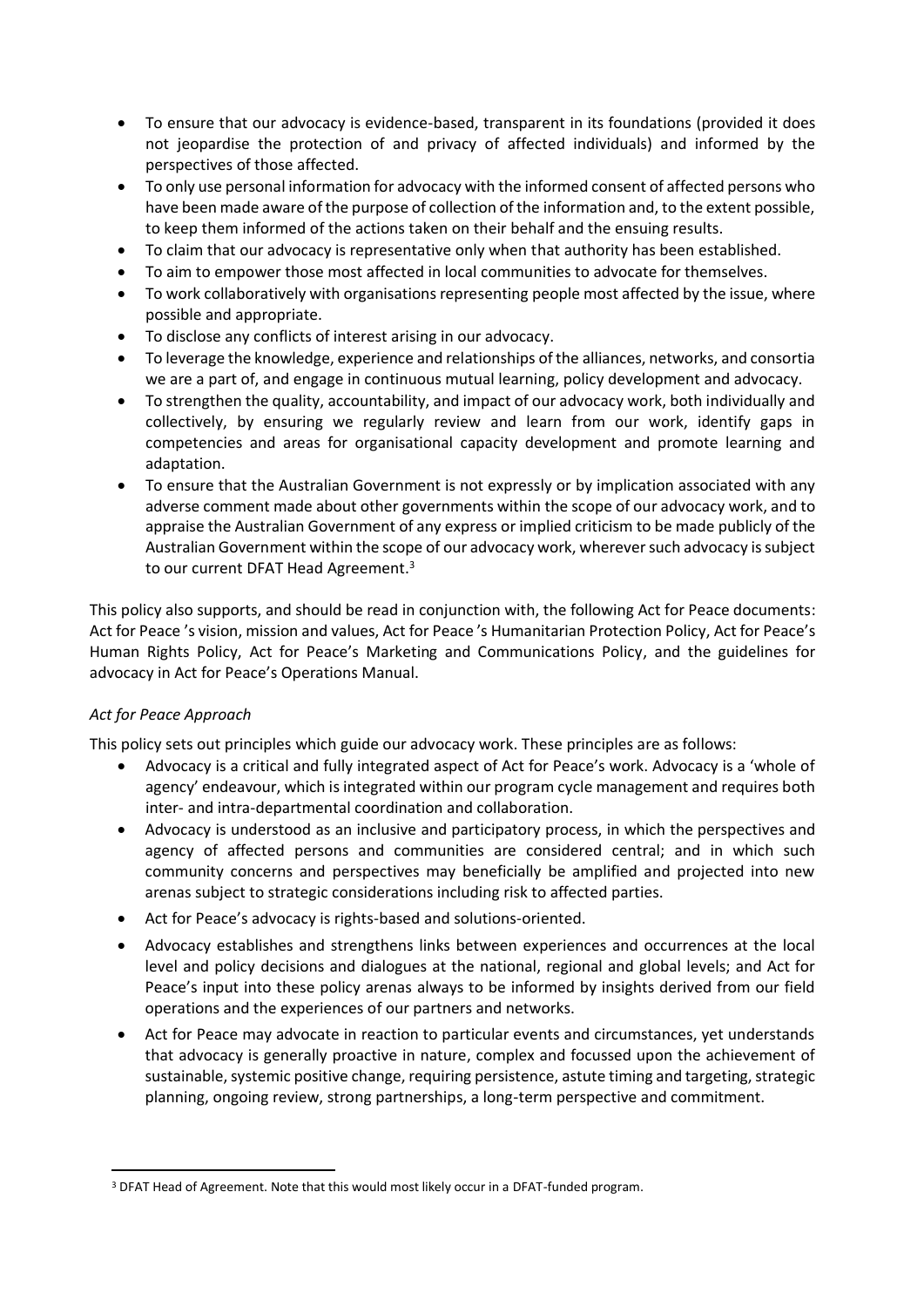- To ensure that our advocacy is evidence-based, transparent in its foundations (provided it does not jeopardise the protection of and privacy of affected individuals) and informed by the perspectives of those affected.
- To only use personal information for advocacy with the informed consent of affected persons who have been made aware of the purpose of collection of the information and, to the extent possible, to keep them informed of the actions taken on their behalf and the ensuing results.
- To claim that our advocacy is representative only when that authority has been established.
- To aim to empower those most affected in local communities to advocate for themselves.
- To work collaboratively with organisations representing people most affected by the issue, where possible and appropriate.
- To disclose any conflicts of interest arising in our advocacy.
- To leverage the knowledge, experience and relationships of the alliances, networks, and consortia we are a part of, and engage in continuous mutual learning, policy development and advocacy.
- To strengthen the quality, accountability, and impact of our advocacy work, both individually and collectively, by ensuring we regularly review and learn from our work, identify gaps in competencies and areas for organisational capacity development and promote learning and adaptation.
- To ensure that the Australian Government is not expressly or by implication associated with any adverse comment made about other governments within the scope of our advocacy work, and to appraise the Australian Government of any express or implied criticism to be made publicly of the Australian Government within the scope of our advocacy work, wherever such advocacy is subject to our current DFAT Head Agreement.[3]

This policy also supports, and should be read in conjunction with, the following Act for Peace documents: Act for Peace 's vision, mission and values, Act for Peace 's Humanitarian Protection Policy, Act for Peace's Human Rights Policy, Act for Peace's Marketing and Communications Policy, and the guidelines for advocacy in Act for Peace's Operations Manual.

*Act for Peace Approach*

This policy sets out principles which guide our advocacy work. These principles are as follows:

- Advocacy is a critical and fully integrated aspect of Act for Peace's work. Advocacy is a 'whole of agency' endeavour, which is integrated within our program cycle management and requires both inter- and intra-departmental coordination and collaboration.
- Advocacy is understood as an inclusive and participatory process, in which the perspectives and agency of affected persons and communities are considered central; and in which such community concerns and perspectives may beneficially be amplified and projected into new arenas subject to strategic considerations including risk to affected parties.
- Act for Peace's advocacy is rights-based and solutions-oriented.
- Advocacy establishes and strengthens links between experiences and occurrences at the local level and policy decisions and dialogues at the national, regional and global levels; and Act for Peace's input into these policy arenas always to be informed by insights derived from our field operations and the experiences of our partners and networks.
- Act for Peace may advocate in reaction to particular events and circumstances, yet understands that advocacy is generally proactive in nature, complex and focussed upon the achievement of sustainable, systemic positive change, requiring persistence, astute timing and targeting, strategic planning, ongoing review, strong partnerships, a long-term perspective and commitment.

[3] DFAT Head of Agreement. Note that this would most likely occur in a DFAT-funded program.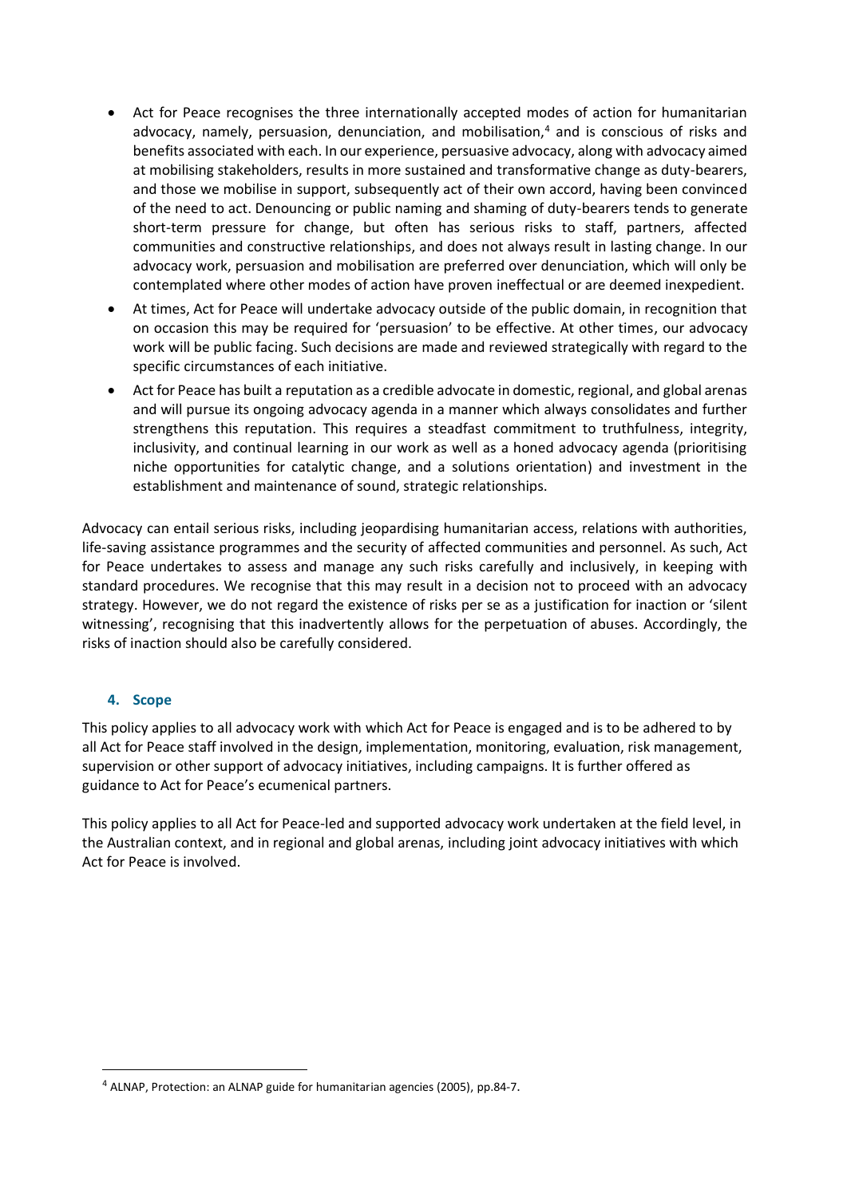- Act for Peace recognises the three internationally accepted modes of action for humanitarian advocacy, namely, persuasion, denunciation, and mobilisation,[4] and is conscious of risks and benefits associated with each. In our experience, persuasive advocacy, along with advocacy aimed at mobilising stakeholders, results in more sustained and transformative change as duty-bearers, and those we mobilise in support, subsequently act of their own accord, having been convinced of the need to act. Denouncing or public naming and shaming of duty-bearers tends to generate short-term pressure for change, but often has serious risks to staff, partners, affected communities and constructive relationships, and does not always result in lasting change. In our advocacy work, persuasion and mobilisation are preferred over denunciation, which will only be contemplated where other modes of action have proven ineffectual or are deemed inexpedient.
- At times, Act for Peace will undertake advocacy outside of the public domain, in recognition that on occasion this may be required for 'persuasion' to be effective. At other times, our advocacy work will be public facing. Such decisions are made and reviewed strategically with regard to the specific circumstances of each initiative.
- Act for Peace has built a reputation as a credible advocate in domestic, regional, and global arenas and will pursue its ongoing advocacy agenda in a manner which always consolidates and further strengthens this reputation. This requires a steadfast commitment to truthfulness, integrity, inclusivity, and continual learning in our work as well as a honed advocacy agenda (prioritising niche opportunities for catalytic change, and a solutions orientation) and investment in the establishment and maintenance of sound, strategic relationships.

Advocacy can entail serious risks, including jeopardising humanitarian access, relations with authorities, life-saving assistance programmes and the security of affected communities and personnel. As such, Act for Peace undertakes to assess and manage any such risks carefully and inclusively, in keeping with standard procedures. We recognise that this may result in a decision not to proceed with an advocacy strategy. However, we do not regard the existence of risks per se as a justification for inaction or 'silent witnessing', recognising that this inadvertently allows for the perpetuation of abuses. Accordingly, the risks of inaction should also be carefully considered.

## 4. Scope

This policy applies to all advocacy work with which Act for Peace is engaged and is to be adhered to by all Act for Peace staff involved in the design, implementation, monitoring, evaluation, risk management, supervision or other support of advocacy initiatives, including campaigns. It is further offered as guidance to Act for Peace's ecumenical partners.

This policy applies to all Act for Peace-led and supported advocacy work undertaken at the field level, in the Australian context, and in regional and global arenas, including joint advocacy initiatives with which Act for Peace is involved.

---

[4] ALNAP, Protection: an ALNAP guide for humanitarian agencies (2005), pp.84-7.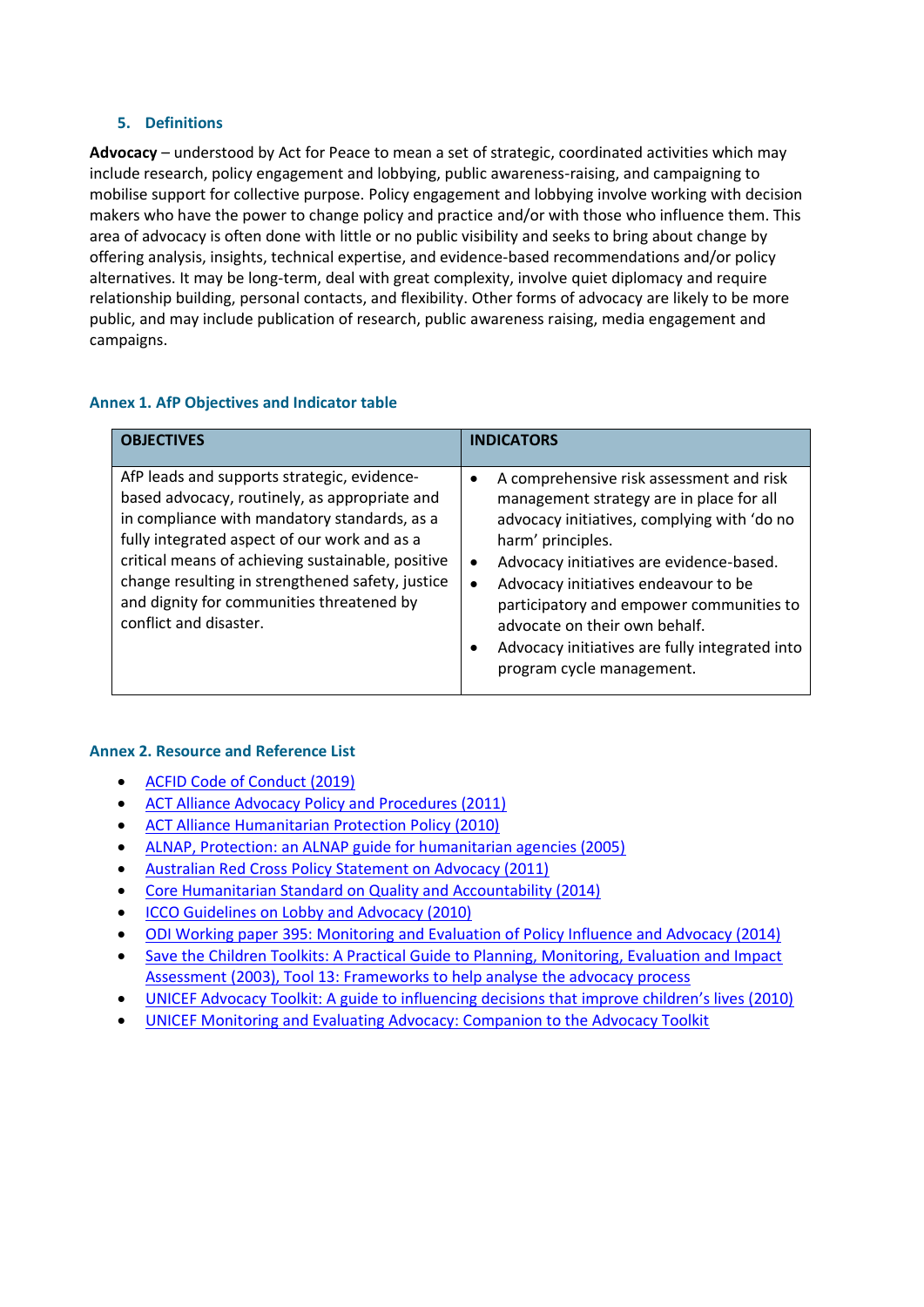## 5. Definitions

**Advocacy** – understood by Act for Peace to mean a set of strategic, coordinated activities which may include research, policy engagement and lobbying, public awareness-raising, and campaigning to mobilise support for collective purpose. Policy engagement and lobbying involve working with decision makers who have the power to change policy and practice and/or with those who influence them. This area of advocacy is often done with little or no public visibility and seeks to bring about change by offering analysis, insights, technical expertise, and evidence-based recommendations and/or policy alternatives. It may be long-term, deal with great complexity, involve quiet diplomacy and require relationship building, personal contacts, and flexibility. Other forms of advocacy are likely to be more public, and may include publication of research, public awareness raising, media engagement and campaigns.

### Annex 1. AfP Objectives and Indicator table

| OBJECTIVES | INDICATORS |
|---|---|
| AfP leads and supports strategic, evidence-based advocacy, routinely, as appropriate and in compliance with mandatory standards, as a fully integrated aspect of our work and as a critical means of achieving sustainable, positive change resulting in strengthened safety, justice and dignity for communities threatened by conflict and disaster. | • A comprehensive risk assessment and risk management strategy are in place for all advocacy initiatives, complying with 'do no harm' principles.<br>• Advocacy initiatives are evidence-based.<br>• Advocacy initiatives endeavour to be participatory and empower communities to advocate on their own behalf.<br>• Advocacy initiatives are fully integrated into program cycle management. |

### Annex 2. Resource and Reference List

- ACFID Code of Conduct (2019)
- ACT Alliance Advocacy Policy and Procedures (2011)
- ACT Alliance Humanitarian Protection Policy (2010)
- ALNAP, Protection: an ALNAP guide for humanitarian agencies (2005)
- Australian Red Cross Policy Statement on Advocacy (2011)
- Core Humanitarian Standard on Quality and Accountability (2014)
- ICCO Guidelines on Lobby and Advocacy (2010)
- ODI Working paper 395: Monitoring and Evaluation of Policy Influence and Advocacy (2014)
- Save the Children Toolkits: A Practical Guide to Planning, Monitoring, Evaluation and Impact Assessment (2003), Tool 13: Frameworks to help analyse the advocacy process
- UNICEF Advocacy Toolkit: A guide to influencing decisions that improve children's lives (2010)
- UNICEF Monitoring and Evaluating Advocacy: Companion to the Advocacy Toolkit